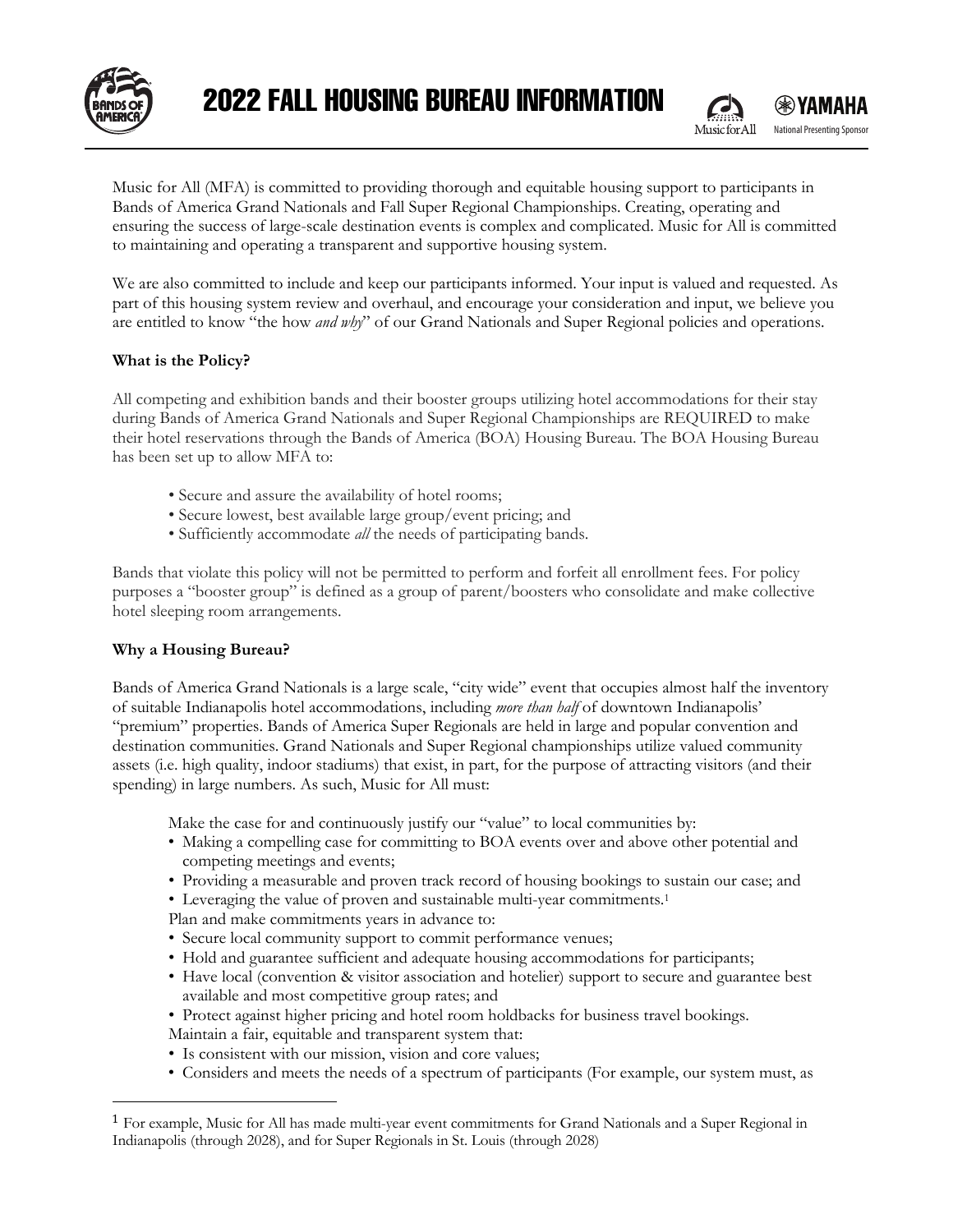# 2022 FALL HOUSING BUREAU INFORMATION

Music for All (MFA) is committed to providing thorough and equitable housing support to participants in Bands of America Grand Nationals and Fall Super Regional Championships. Creating, operating and ensuring the success of large-scale destination events is complex and complicated. Music for All is committed to maintaining and operating a transparent and supportive housing system.

We are also committed to include and keep our participants informed. Your input is valued and requested. As part of this housing system review and overhaul, and encourage your consideration and input, we believe you are entitled to know "the how *and why*" of our Grand Nationals and Super Regional policies and operations.

**What is the Policy?**

All competing and exhibition bands and their booster groups utilizing hotel accommodations for their stay during Bands of America Grand Nationals and Super Regional Championships are REQUIRED to make their hotel reservations through the Bands of America (BOA) Housing Bureau. The BOA Housing Bureau has been set up to allow MFA to:

- Secure and assure the availability of hotel rooms;
- Secure lowest, best available large group/event pricing; and
- Sufficiently accommodate *all* the needs of participating bands.

Bands that violate this policy will not be permitted to perform and forfeit all enrollment fees. For policy purposes a "booster group" is defined as a group of parent/boosters who consolidate and make collective hotel sleeping room arrangements.

**Why a Housing Bureau?**

Bands of America Grand Nationals is a large scale, "city wide" event that occupies almost half the inventory of suitable Indianapolis hotel accommodations, including *more than half* of downtown Indianapolis' "premium" properties. Bands of America Super Regionals are held in large and popular convention and destination communities. Grand Nationals and Super Regional championships utilize valued community assets (i.e. high quality, indoor stadiums) that exist, in part, for the purpose of attracting visitors (and their spending) in large numbers. As such, Music for All must:

Make the case for and continuously justify our "value" to local communities by:

- Making a compelling case for committing to BOA events over and above other potential and competing meetings and events;
- Providing a measurable and proven track record of housing bookings to sustain our case; and
- Leveraging the value of proven and sustainable multi-year commitments.[1]

Plan and make commitments years in advance to:

- Secure local community support to commit performance venues;
- Hold and guarantee sufficient and adequate housing accommodations for participants;
- Have local (convention & visitor association and hotelier) support to secure and guarantee best available and most competitive group rates; and
- Protect against higher pricing and hotel room holdbacks for business travel bookings.

Maintain a fair, equitable and transparent system that:

- Is consistent with our mission, vision and core values;
- Considers and meets the needs of a spectrum of participants (For example, our system must, as

[1] For example, Music for All has made multi-year event commitments for Grand Nationals and a Super Regional in Indianapolis (through 2028), and for Super Regionals in St. Louis (through 2028)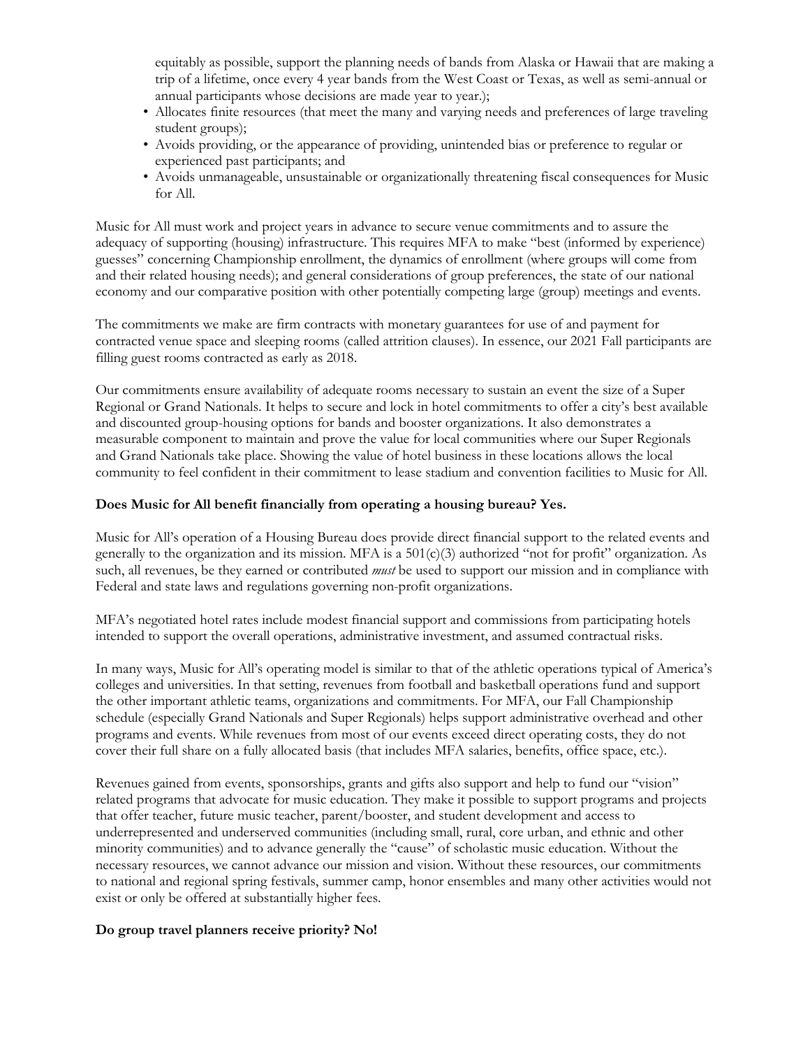equitably as possible, support the planning needs of bands from Alaska or Hawaii that are making a trip of a lifetime, once every 4 year bands from the West Coast or Texas, as well as semi-annual or annual participants whose decisions are made year to year.);

- Allocates finite resources (that meet the many and varying needs and preferences of large traveling student groups);
- Avoids providing, or the appearance of providing, unintended bias or preference to regular or experienced past participants; and
- Avoids unmanageable, unsustainable or organizationally threatening fiscal consequences for Music for All.

Music for All must work and project years in advance to secure venue commitments and to assure the adequacy of supporting (housing) infrastructure. This requires MFA to make "best (informed by experience) guesses" concerning Championship enrollment, the dynamics of enrollment (where groups will come from and their related housing needs); and general considerations of group preferences, the state of our national economy and our comparative position with other potentially competing large (group) meetings and events.

The commitments we make are firm contracts with monetary guarantees for use of and payment for contracted venue space and sleeping rooms (called attrition clauses). In essence, our 2021 Fall participants are filling guest rooms contracted as early as 2018.

Our commitments ensure availability of adequate rooms necessary to sustain an event the size of a Super Regional or Grand Nationals. It helps to secure and lock in hotel commitments to offer a city's best available and discounted group-housing options for bands and booster organizations. It also demonstrates a measurable component to maintain and prove the value for local communities where our Super Regionals and Grand Nationals take place. Showing the value of hotel business in these locations allows the local community to feel confident in their commitment to lease stadium and convention facilities to Music for All.

**Does Music for All benefit financially from operating a housing bureau? Yes.**

Music for All's operation of a Housing Bureau does provide direct financial support to the related events and generally to the organization and its mission. MFA is a 501(c)(3) authorized "not for profit" organization. As such, all revenues, be they earned or contributed *must* be used to support our mission and in compliance with Federal and state laws and regulations governing non-profit organizations.

MFA's negotiated hotel rates include modest financial support and commissions from participating hotels intended to support the overall operations, administrative investment, and assumed contractual risks.

In many ways, Music for All's operating model is similar to that of the athletic operations typical of America's colleges and universities. In that setting, revenues from football and basketball operations fund and support the other important athletic teams, organizations and commitments. For MFA, our Fall Championship schedule (especially Grand Nationals and Super Regionals) helps support administrative overhead and other programs and events. While revenues from most of our events exceed direct operating costs, they do not cover their full share on a fully allocated basis (that includes MFA salaries, benefits, office space, etc.).

Revenues gained from events, sponsorships, grants and gifts also support and help to fund our "vision" related programs that advocate for music education. They make it possible to support programs and projects that offer teacher, future music teacher, parent/booster, and student development and access to underrepresented and underserved communities (including small, rural, core urban, and ethnic and other minority communities) and to advance generally the "cause" of scholastic music education. Without the necessary resources, we cannot advance our mission and vision. Without these resources, our commitments to national and regional spring festivals, summer camp, honor ensembles and many other activities would not exist or only be offered at substantially higher fees.

**Do group travel planners receive priority? No!**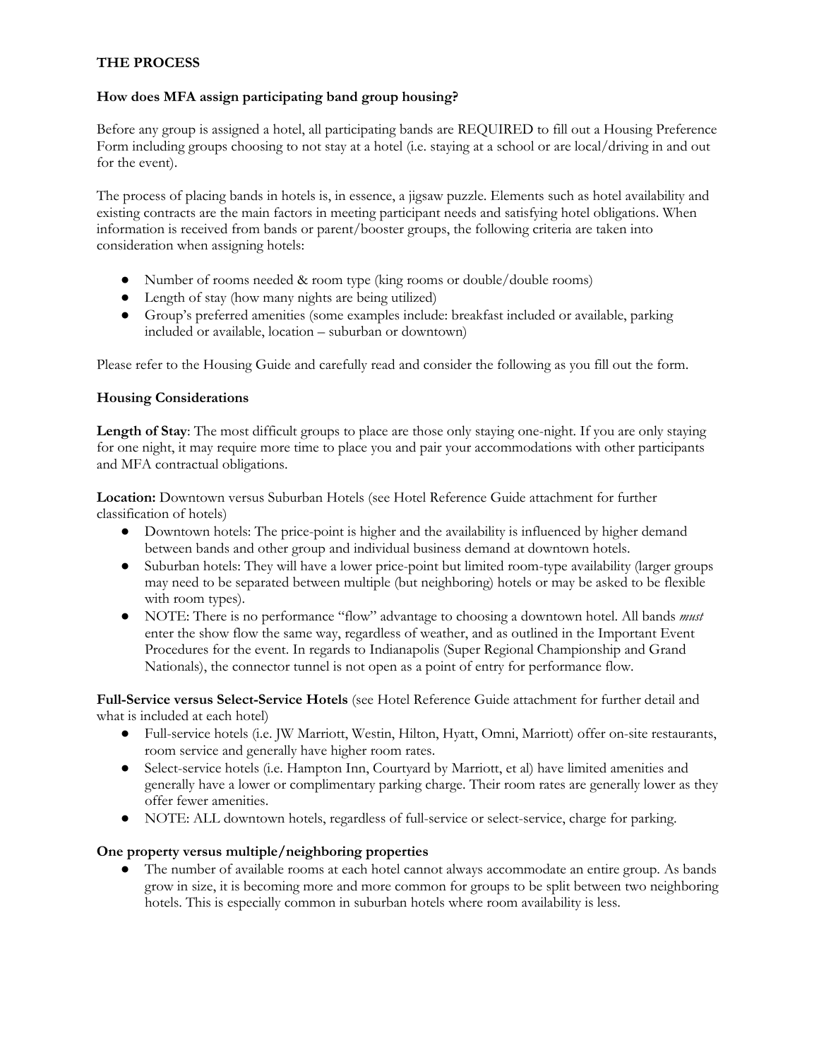**THE PROCESS**

**How does MFA assign participating band group housing?**

Before any group is assigned a hotel, all participating bands are REQUIRED to fill out a Housing Preference Form including groups choosing to not stay at a hotel (i.e. staying at a school or are local/driving in and out for the event).

The process of placing bands in hotels is, in essence, a jigsaw puzzle. Elements such as hotel availability and existing contracts are the main factors in meeting participant needs and satisfying hotel obligations. When information is received from bands or parent/booster groups, the following criteria are taken into consideration when assigning hotels:

- Number of rooms needed & room type (king rooms or double/double rooms)
- Length of stay (how many nights are being utilized)
- Group's preferred amenities (some examples include: breakfast included or available, parking included or available, location – suburban or downtown)

Please refer to the Housing Guide and carefully read and consider the following as you fill out the form.

**Housing Considerations**

**Length of Stay**: The most difficult groups to place are those only staying one-night. If you are only staying for one night, it may require more time to place you and pair your accommodations with other participants and MFA contractual obligations.

**Location:** Downtown versus Suburban Hotels (see Hotel Reference Guide attachment for further classification of hotels)

- Downtown hotels: The price-point is higher and the availability is influenced by higher demand between bands and other group and individual business demand at downtown hotels.
- Suburban hotels: They will have a lower price-point but limited room-type availability (larger groups may need to be separated between multiple (but neighboring) hotels or may be asked to be flexible with room types).
- NOTE: There is no performance "flow" advantage to choosing a downtown hotel. All bands *must* enter the show flow the same way, regardless of weather, and as outlined in the Important Event Procedures for the event. In regards to Indianapolis (Super Regional Championship and Grand Nationals), the connector tunnel is not open as a point of entry for performance flow.

**Full-Service versus Select-Service Hotels** (see Hotel Reference Guide attachment for further detail and what is included at each hotel)

- Full-service hotels (i.e. JW Marriott, Westin, Hilton, Hyatt, Omni, Marriott) offer on-site restaurants, room service and generally have higher room rates.
- Select-service hotels (i.e. Hampton Inn, Courtyard by Marriott, et al) have limited amenities and generally have a lower or complimentary parking charge. Their room rates are generally lower as they offer fewer amenities.
- NOTE: ALL downtown hotels, regardless of full-service or select-service, charge for parking.

**One property versus multiple/neighboring properties**

- The number of available rooms at each hotel cannot always accommodate an entire group. As bands grow in size, it is becoming more and more common for groups to be split between two neighboring hotels. This is especially common in suburban hotels where room availability is less.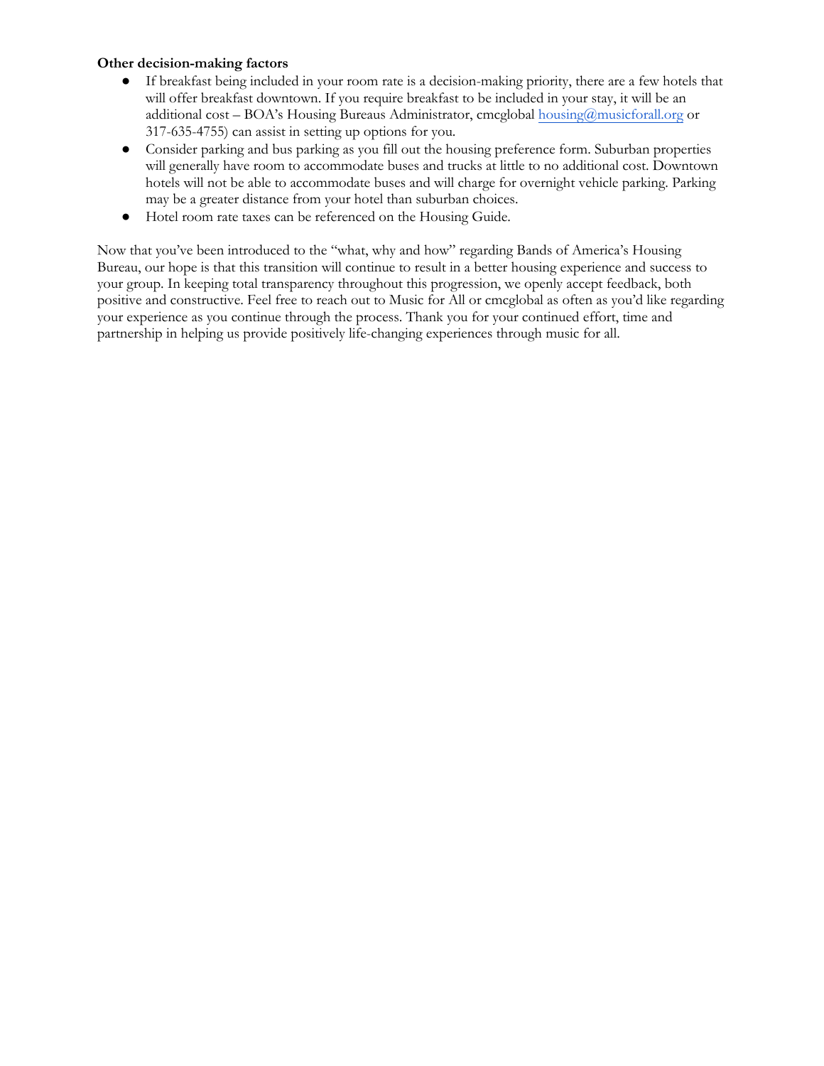**Other decision-making factors**

- If breakfast being included in your room rate is a decision-making priority, there are a few hotels that will offer breakfast downtown. If you require breakfast to be included in your stay, it will be an additional cost – BOA's Housing Bureaus Administrator, cmcglobal housing@musicforall.org or 317-635-4755) can assist in setting up options for you.
- Consider parking and bus parking as you fill out the housing preference form. Suburban properties will generally have room to accommodate buses and trucks at little to no additional cost. Downtown hotels will not be able to accommodate buses and will charge for overnight vehicle parking. Parking may be a greater distance from your hotel than suburban choices.
- Hotel room rate taxes can be referenced on the Housing Guide.

Now that you've been introduced to the "what, why and how" regarding Bands of America's Housing Bureau, our hope is that this transition will continue to result in a better housing experience and success to your group. In keeping total transparency throughout this progression, we openly accept feedback, both positive and constructive. Feel free to reach out to Music for All or cmcglobal as often as you'd like regarding your experience as you continue through the process. Thank you for your continued effort, time and partnership in helping us provide positively life-changing experiences through music for all.